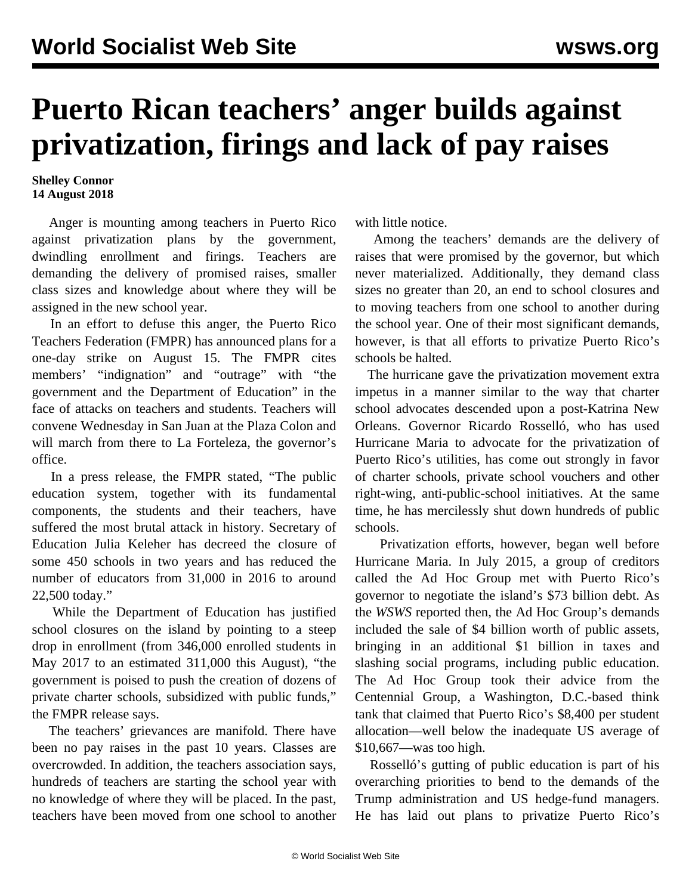# Puerto Rican teachers' anger builds against privatization, firings and lack of pay raises

**Shelley Connor**
**14 August 2018**

Anger is mounting among teachers in Puerto Rico against privatization plans by the government, dwindling enrollment and firings. Teachers are demanding the delivery of promised raises, smaller class sizes and knowledge about where they will be assigned in the new school year.

In an effort to defuse this anger, the Puerto Rico Teachers Federation (FMPR) has announced plans for a one-day strike on August 15. The FMPR cites members' "indignation" and "outrage" with "the government and the Department of Education" in the face of attacks on teachers and students. Teachers will convene Wednesday in San Juan at the Plaza Colon and will march from there to La Forteleza, the governor's office.

In a press release, the FMPR stated, "The public education system, together with its fundamental components, the students and their teachers, have suffered the most brutal attack in history. Secretary of Education Julia Keleher has decreed the closure of some 450 schools in two years and has reduced the number of educators from 31,000 in 2016 to around 22,500 today."

While the Department of Education has justified school closures on the island by pointing to a steep drop in enrollment (from 346,000 enrolled students in May 2017 to an estimated 311,000 this August), "the government is poised to push the creation of dozens of private charter schools, subsidized with public funds," the FMPR release says.

The teachers' grievances are manifold. There have been no pay raises in the past 10 years. Classes are overcrowded. In addition, the teachers association says, hundreds of teachers are starting the school year with no knowledge of where they will be placed. In the past, teachers have been moved from one school to another with little notice.

Among the teachers' demands are the delivery of raises that were promised by the governor, but which never materialized. Additionally, they demand class sizes no greater than 20, an end to school closures and to moving teachers from one school to another during the school year. One of their most significant demands, however, is that all efforts to privatize Puerto Rico's schools be halted.

The hurricane gave the privatization movement extra impetus in a manner similar to the way that charter school advocates descended upon a post-Katrina New Orleans. Governor Ricardo Rosselló, who has used Hurricane Maria to advocate for the privatization of Puerto Rico's utilities, has come out strongly in favor of charter schools, private school vouchers and other right-wing, anti-public-school initiatives. At the same time, he has mercilessly shut down hundreds of public schools.

Privatization efforts, however, began well before Hurricane Maria. In July 2015, a group of creditors called the Ad Hoc Group met with Puerto Rico's governor to negotiate the island's $73 billion debt. As the *WSWS* reported then, the Ad Hoc Group's demands included the sale of $4 billion worth of public assets, bringing in an additional $1 billion in taxes and slashing social programs, including public education. The Ad Hoc Group took their advice from the Centennial Group, a Washington, D.C.-based think tank that claimed that Puerto Rico's $8,400 per student allocation—well below the inadequate US average of $10,667—was too high.

Rosselló's gutting of public education is part of his overarching priorities to bend to the demands of the Trump administration and US hedge-fund managers. He has laid out plans to privatize Puerto Rico's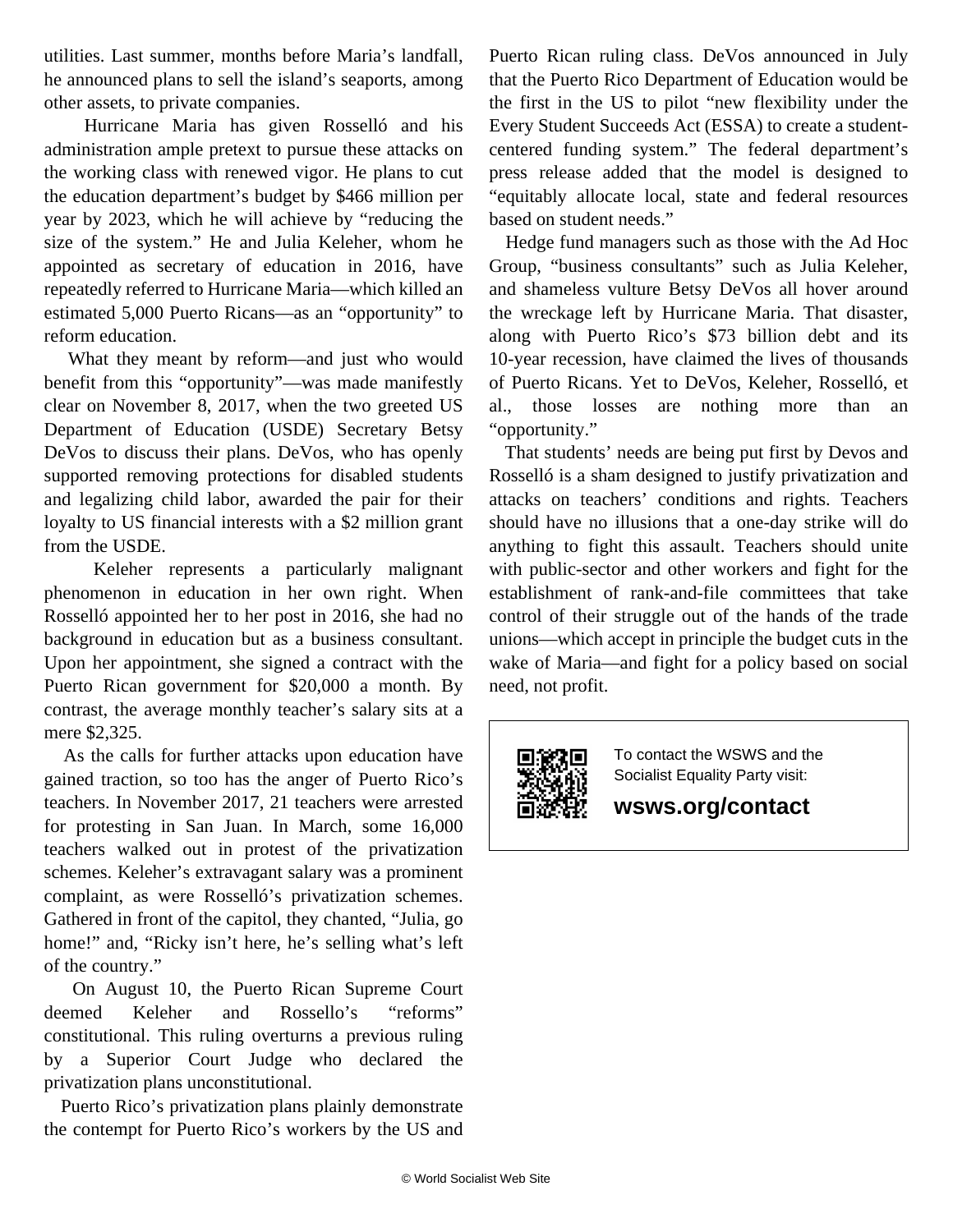utilities. Last summer, months before Maria's landfall, he announced plans to sell the island's seaports, among other assets, to private companies.

Hurricane Maria has given Rosselló and his administration ample pretext to pursue these attacks on the working class with renewed vigor. He plans to cut the education department's budget by $466 million per year by 2023, which he will achieve by "reducing the size of the system." He and Julia Keleher, whom he appointed as secretary of education in 2016, have repeatedly referred to Hurricane Maria—which killed an estimated 5,000 Puerto Ricans—as an "opportunity" to reform education.

What they meant by reform—and just who would benefit from this "opportunity"—was made manifestly clear on November 8, 2017, when the two greeted US Department of Education (USDE) Secretary Betsy DeVos to discuss their plans. DeVos, who has openly supported removing protections for disabled students and legalizing child labor, awarded the pair for their loyalty to US financial interests with a $2 million grant from the USDE.

Keleher represents a particularly malignant phenomenon in education in her own right. When Rosselló appointed her to her post in 2016, she had no background in education but as a business consultant. Upon her appointment, she signed a contract with the Puerto Rican government for $20,000 a month. By contrast, the average monthly teacher's salary sits at a mere $2,325.

As the calls for further attacks upon education have gained traction, so too has the anger of Puerto Rico's teachers. In November 2017, 21 teachers were arrested for protesting in San Juan. In March, some 16,000 teachers walked out in protest of the privatization schemes. Keleher's extravagant salary was a prominent complaint, as were Rosselló's privatization schemes. Gathered in front of the capitol, they chanted, "Julia, go home!" and, "Ricky isn't here, he's selling what's left of the country."

On August 10, the Puerto Rican Supreme Court deemed Keleher and Rossello's "reforms" constitutional. This ruling overturns a previous ruling by a Superior Court Judge who declared the privatization plans unconstitutional.

Puerto Rico's privatization plans plainly demonstrate the contempt for Puerto Rico's workers by the US and Puerto Rican ruling class. DeVos announced in July that the Puerto Rico Department of Education would be the first in the US to pilot "new flexibility under the Every Student Succeeds Act (ESSA) to create a student-centered funding system." The federal department's press release added that the model is designed to "equitably allocate local, state and federal resources based on student needs."

Hedge fund managers such as those with the Ad Hoc Group, "business consultants" such as Julia Keleher, and shameless vulture Betsy DeVos all hover around the wreckage left by Hurricane Maria. That disaster, along with Puerto Rico's $73 billion debt and its 10-year recession, have claimed the lives of thousands of Puerto Ricans. Yet to DeVos, Keleher, Rosselló, et al., those losses are nothing more than an "opportunity."

That students' needs are being put first by Devos and Rosselló is a sham designed to justify privatization and attacks on teachers' conditions and rights. Teachers should have no illusions that a one-day strike will do anything to fight this assault. Teachers should unite with public-sector and other workers and fight for the establishment of rank-and-file committees that take control of their struggle out of the hands of the trade unions—which accept in principle the budget cuts in the wake of Maria—and fight for a policy based on social need, not profit.

To contact the WSWS and the Socialist Equality Party visit:

**wsws.org/contact**